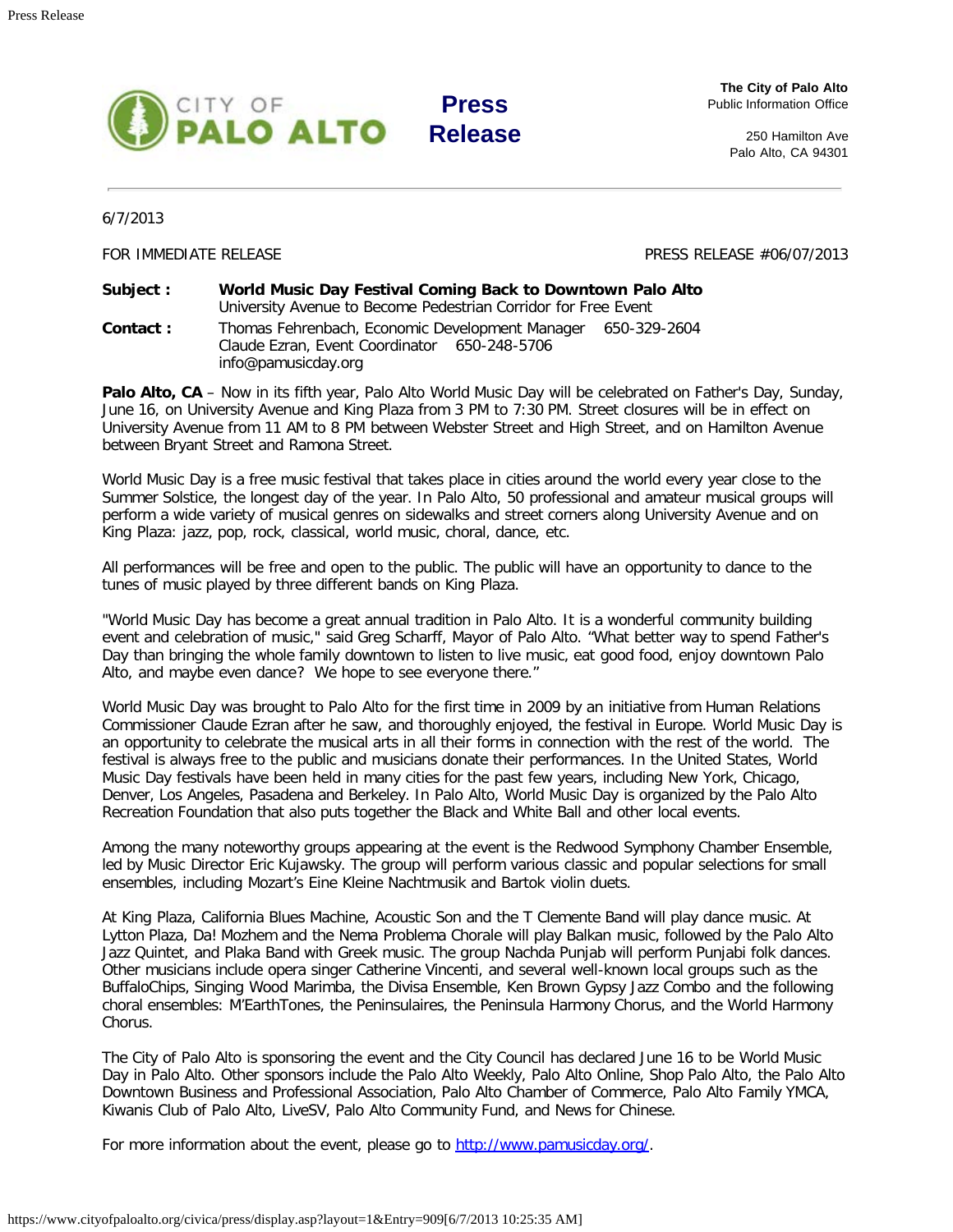CITY OF **PALO ALTO**

# Press Release

**The City of Palo Alto**
Public Information Office

250 Hamilton Ave
Palo Alto, CA 94301

---

6/7/2013

FOR IMMEDIATE RELEASE

PRESS RELEASE #06/07/2013

**Subject :** **World Music Day Festival Coming Back to Downtown Palo Alto**
University Avenue to Become Pedestrian Corridor for Free Event

**Contact :** Thomas Fehrenbach, Economic Development Manager 650-329-2604
Claude Ezran, Event Coordinator 650-248-5706
info@pamusicday.org

**Palo Alto, CA** – Now in its fifth year, Palo Alto World Music Day will be celebrated on Father's Day, Sunday, June 16, on University Avenue and King Plaza from 3 PM to 7:30 PM. Street closures will be in effect on University Avenue from 11 AM to 8 PM between Webster Street and High Street, and on Hamilton Avenue between Bryant Street and Ramona Street.

World Music Day is a free music festival that takes place in cities around the world every year close to the Summer Solstice, the longest day of the year. In Palo Alto, 50 professional and amateur musical groups will perform a wide variety of musical genres on sidewalks and street corners along University Avenue and on King Plaza: jazz, pop, rock, classical, world music, choral, dance, etc.

All performances will be free and open to the public. The public will have an opportunity to dance to the tunes of music played by three different bands on King Plaza.

"World Music Day has become a great annual tradition in Palo Alto. It is a wonderful community building event and celebration of music," said Greg Scharff, Mayor of Palo Alto. "What better way to spend Father's Day than bringing the whole family downtown to listen to live music, eat good food, enjoy downtown Palo Alto, and maybe even dance? We hope to see everyone there."

World Music Day was brought to Palo Alto for the first time in 2009 by an initiative from Human Relations Commissioner Claude Ezran after he saw, and thoroughly enjoyed, the festival in Europe. World Music Day is an opportunity to celebrate the musical arts in all their forms in connection with the rest of the world. The festival is always free to the public and musicians donate their performances. In the United States, World Music Day festivals have been held in many cities for the past few years, including New York, Chicago, Denver, Los Angeles, Pasadena and Berkeley. In Palo Alto, World Music Day is organized by the Palo Alto Recreation Foundation that also puts together the Black and White Ball and other local events.

Among the many noteworthy groups appearing at the event is the Redwood Symphony Chamber Ensemble, led by Music Director Eric Kujawsky. The group will perform various classic and popular selections for small ensembles, including Mozart's Eine Kleine Nachtmusik and Bartok violin duets.

At King Plaza, California Blues Machine, Acoustic Son and the T Clemente Band will play dance music. At Lytton Plaza, Da! Mozhem and the Nema Problema Chorale will play Balkan music, followed by the Palo Alto Jazz Quintet, and Plaka Band with Greek music. The group Nachda Punjab will perform Punjabi folk dances. Other musicians include opera singer Catherine Vincenti, and several well-known local groups such as the BuffaloChips, Singing Wood Marimba, the Divisa Ensemble, Ken Brown Gypsy Jazz Combo and the following choral ensembles: M'EarthTones, the Peninsulaires, the Peninsula Harmony Chorus, and the World Harmony Chorus.

The City of Palo Alto is sponsoring the event and the City Council has declared June 16 to be World Music Day in Palo Alto. Other sponsors include the Palo Alto Weekly, Palo Alto Online, Shop Palo Alto, the Palo Alto Downtown Business and Professional Association, Palo Alto Chamber of Commerce, Palo Alto Family YMCA, Kiwanis Club of Palo Alto, LiveSV, Palo Alto Community Fund, and News for Chinese.

For more information about the event, please go to [http://www.pamusicday.org/](http://www.pamusicday.org/).